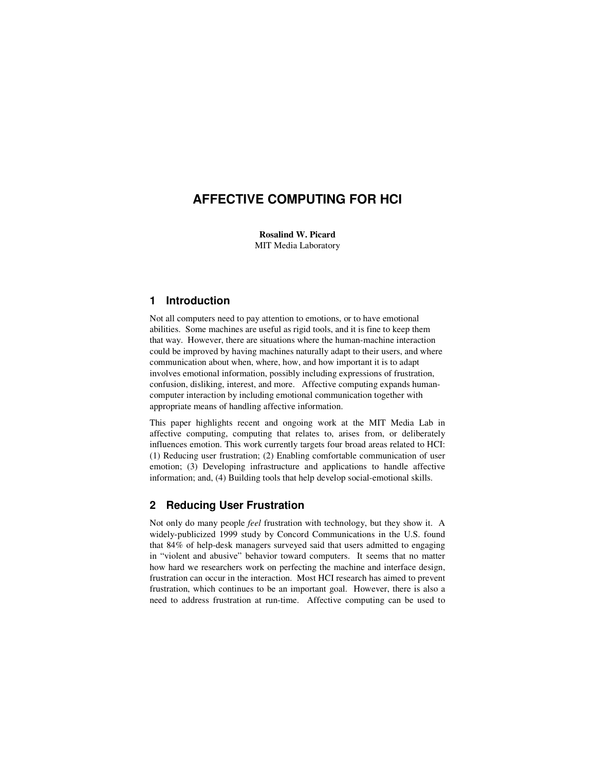# AFFECTIVE COMPUTING FOR HCI

**Rosalind W. Picard**
MIT Media Laboratory

## 1 Introduction

Not all computers need to pay attention to emotions, or to have emotional abilities. Some machines are useful as rigid tools, and it is fine to keep them that way. However, there are situations where the human-machine interaction could be improved by having machines naturally adapt to their users, and where communication about when, where, how, and how important it is to adapt involves emotional information, possibly including expressions of frustration, confusion, disliking, interest, and more. Affective computing expands human-computer interaction by including emotional communication together with appropriate means of handling affective information.

This paper highlights recent and ongoing work at the MIT Media Lab in affective computing, computing that relates to, arises from, or deliberately influences emotion. This work currently targets four broad areas related to HCI: (1) Reducing user frustration; (2) Enabling comfortable communication of user emotion; (3) Developing infrastructure and applications to handle affective information; and, (4) Building tools that help develop social-emotional skills.

## 2 Reducing User Frustration

Not only do many people *feel* frustration with technology, but they show it. A widely-publicized 1999 study by Concord Communications in the U.S. found that 84% of help-desk managers surveyed said that users admitted to engaging in "violent and abusive" behavior toward computers. It seems that no matter how hard we researchers work on perfecting the machine and interface design, frustration can occur in the interaction. Most HCI research has aimed to prevent frustration, which continues to be an important goal. However, there is also a need to address frustration at run-time. Affective computing can be used to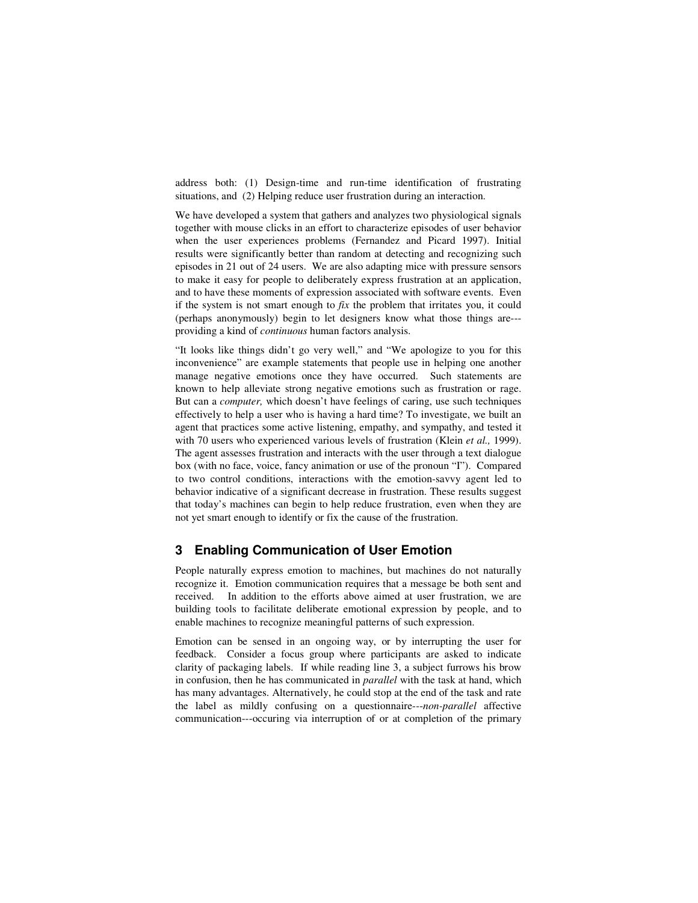address both: (1) Design-time and run-time identification of frustrating situations, and (2) Helping reduce user frustration during an interaction.

We have developed a system that gathers and analyzes two physiological signals together with mouse clicks in an effort to characterize episodes of user behavior when the user experiences problems (Fernandez and Picard 1997). Initial results were significantly better than random at detecting and recognizing such episodes in 21 out of 24 users. We are also adapting mice with pressure sensors to make it easy for people to deliberately express frustration at an application, and to have these moments of expression associated with software events. Even if the system is not smart enough to *fix* the problem that irritates you, it could (perhaps anonymously) begin to let designers know what those things are---providing a kind of *continuous* human factors analysis.

"It looks like things didn't go very well," and "We apologize to you for this inconvenience" are example statements that people use in helping one another manage negative emotions once they have occurred. Such statements are known to help alleviate strong negative emotions such as frustration or rage. But can a *computer,* which doesn't have feelings of caring, use such techniques effectively to help a user who is having a hard time? To investigate, we built an agent that practices some active listening, empathy, and sympathy, and tested it with 70 users who experienced various levels of frustration (Klein *et al.,* 1999). The agent assesses frustration and interacts with the user through a text dialogue box (with no face, voice, fancy animation or use of the pronoun "I"). Compared to two control conditions, interactions with the emotion-savvy agent led to behavior indicative of a significant decrease in frustration. These results suggest that today's machines can begin to help reduce frustration, even when they are not yet smart enough to identify or fix the cause of the frustration.

## 3 Enabling Communication of User Emotion

People naturally express emotion to machines, but machines do not naturally recognize it. Emotion communication requires that a message be both sent and received. In addition to the efforts above aimed at user frustration, we are building tools to facilitate deliberate emotional expression by people, and to enable machines to recognize meaningful patterns of such expression.

Emotion can be sensed in an ongoing way, or by interrupting the user for feedback. Consider a focus group where participants are asked to indicate clarity of packaging labels. If while reading line 3, a subject furrows his brow in confusion, then he has communicated in *parallel* with the task at hand, which has many advantages. Alternatively, he could stop at the end of the task and rate the label as mildly confusing on a questionnaire---*non-parallel* affective communication---occuring via interruption of or at completion of the primary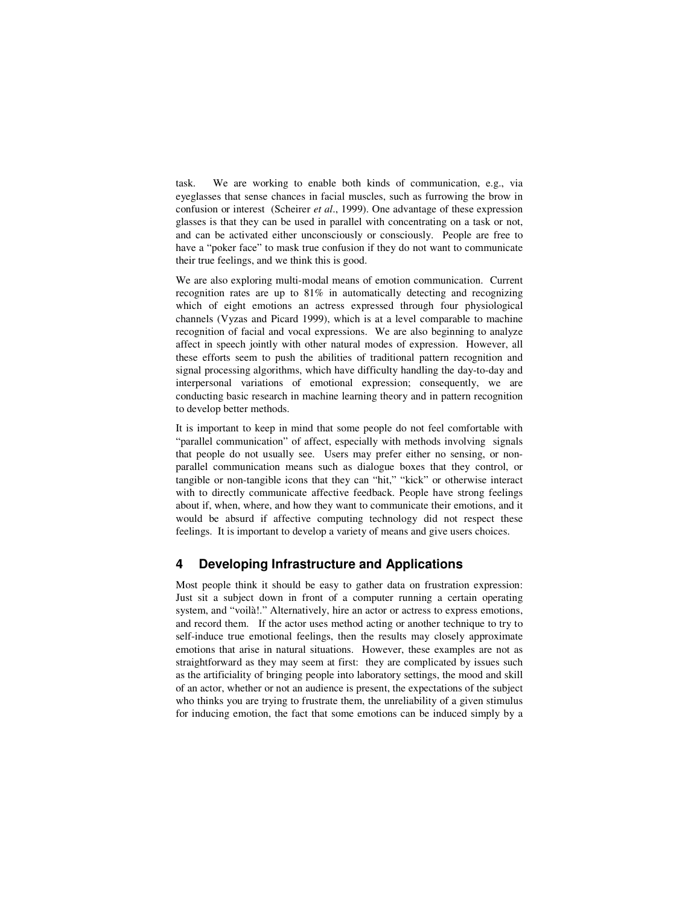task. We are working to enable both kinds of communication, e.g., via eyeglasses that sense chances in facial muscles, such as furrowing the brow in confusion or interest (Scheirer *et al*., 1999). One advantage of these expression glasses is that they can be used in parallel with concentrating on a task or not, and can be activated either unconsciously or consciously. People are free to have a "poker face" to mask true confusion if they do not want to communicate their true feelings, and we think this is good.

We are also exploring multi-modal means of emotion communication. Current recognition rates are up to 81% in automatically detecting and recognizing which of eight emotions an actress expressed through four physiological channels (Vyzas and Picard 1999), which is at a level comparable to machine recognition of facial and vocal expressions. We are also beginning to analyze affect in speech jointly with other natural modes of expression. However, all these efforts seem to push the abilities of traditional pattern recognition and signal processing algorithms, which have difficulty handling the day-to-day and interpersonal variations of emotional expression; consequently, we are conducting basic research in machine learning theory and in pattern recognition to develop better methods.

It is important to keep in mind that some people do not feel comfortable with "parallel communication" of affect, especially with methods involving signals that people do not usually see. Users may prefer either no sensing, or non-parallel communication means such as dialogue boxes that they control, or tangible or non-tangible icons that they can "hit," "kick" or otherwise interact with to directly communicate affective feedback. People have strong feelings about if, when, where, and how they want to communicate their emotions, and it would be absurd if affective computing technology did not respect these feelings. It is important to develop a variety of means and give users choices.

## 4 Developing Infrastructure and Applications

Most people think it should be easy to gather data on frustration expression: Just sit a subject down in front of a computer running a certain operating system, and "voilà!." Alternatively, hire an actor or actress to express emotions, and record them. If the actor uses method acting or another technique to try to self-induce true emotional feelings, then the results may closely approximate emotions that arise in natural situations. However, these examples are not as straightforward as they may seem at first: they are complicated by issues such as the artificiality of bringing people into laboratory settings, the mood and skill of an actor, whether or not an audience is present, the expectations of the subject who thinks you are trying to frustrate them, the unreliability of a given stimulus for inducing emotion, the fact that some emotions can be induced simply by a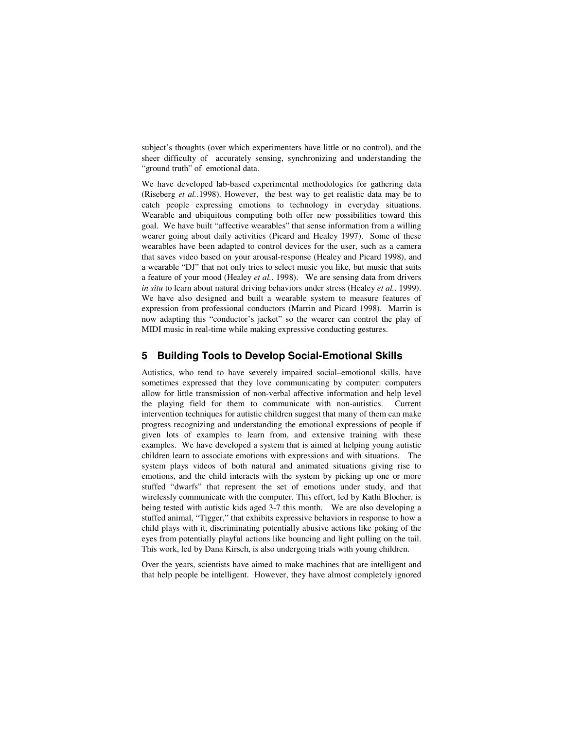subject's thoughts (over which experimenters have little or no control), and the sheer difficulty of accurately sensing, synchronizing and understanding the "ground truth" of emotional data.

We have developed lab-based experimental methodologies for gathering data (Riseberg *et al.*.1998). However, the best way to get realistic data may be to catch people expressing emotions to technology in everyday situations. Wearable and ubiquitous computing both offer new possibilities toward this goal. We have built "affective wearables" that sense information from a willing wearer going about daily activities (Picard and Healey 1997). Some of these wearables have been adapted to control devices for the user, such as a camera that saves video based on your arousal-response (Healey and Picard 1998), and a wearable "DJ" that not only tries to select music you like, but music that suits a feature of your mood (Healey *et al.*. 1998). We are sensing data from drivers *in situ* to learn about natural driving behaviors under stress (Healey *et al.*. 1999). We have also designed and built a wearable system to measure features of expression from professional conductors (Marrin and Picard 1998). Marrin is now adapting this "conductor's jacket" so the wearer can control the play of MIDI music in real-time while making expressive conducting gestures.

## 5 Building Tools to Develop Social-Emotional Skills

Autistics, who tend to have severely impaired social–emotional skills, have sometimes expressed that they love communicating by computer: computers allow for little transmission of non-verbal affective information and help level the playing field for them to communicate with non-autistics. Current intervention techniques for autistic children suggest that many of them can make progress recognizing and understanding the emotional expressions of people if given lots of examples to learn from, and extensive training with these examples. We have developed a system that is aimed at helping young autistic children learn to associate emotions with expressions and with situations. The system plays videos of both natural and animated situations giving rise to emotions, and the child interacts with the system by picking up one or more stuffed "dwarfs" that represent the set of emotions under study, and that wirelessly communicate with the computer. This effort, led by Kathi Blocher, is being tested with autistic kids aged 3-7 this month. We are also developing a stuffed animal, "Tigger," that exhibits expressive behaviors in response to how a child plays with it, discriminating potentially abusive actions like poking of the eyes from potentially playful actions like bouncing and light pulling on the tail. This work, led by Dana Kirsch, is also undergoing trials with young children.

Over the years, scientists have aimed to make machines that are intelligent and that help people be intelligent. However, they have almost completely ignored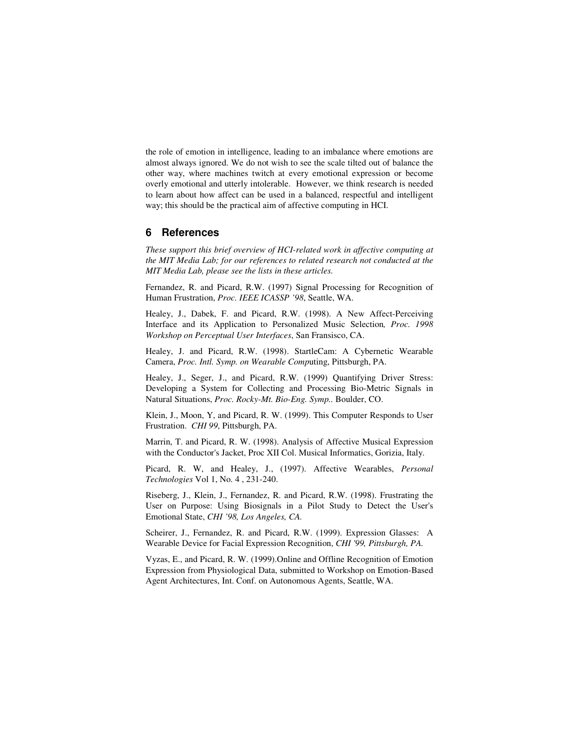the role of emotion in intelligence, leading to an imbalance where emotions are almost always ignored. We do not wish to see the scale tilted out of balance the other way, where machines twitch at every emotional expression or become overly emotional and utterly intolerable. However, we think research is needed to learn about how affect can be used in a balanced, respectful and intelligent way; this should be the practical aim of affective computing in HCI.

## 6 References

*These support this brief overview of HCI-related work in affective computing at the MIT Media Lab; for our references to related research not conducted at the MIT Media Lab, please see the lists in these articles.*

Fernandez, R. and Picard, R.W. (1997) Signal Processing for Recognition of Human Frustration, *Proc. IEEE ICASSP '98*, Seattle, WA.

Healey, J., Dabek, F. and Picard, R.W. (1998). A New Affect-Perceiving Interface and its Application to Personalized Music Selection*, Proc. 1998 Workshop on Perceptual User Interfaces*, San Fransisco, CA.

Healey, J. and Picard, R.W. (1998). StartleCam: A Cybernetic Wearable Camera, *Proc. Intl. Symp. on Wearable Comp*uting, Pittsburgh, PA.

Healey, J., Seger, J., and Picard, R.W. (1999) Quantifying Driver Stress: Developing a System for Collecting and Processing Bio-Metric Signals in Natural Situations, *Proc. Rocky-Mt. Bio-Eng. Symp.*. Boulder, CO.

Klein, J., Moon, Y, and Picard, R. W. (1999). This Computer Responds to User Frustration. *CHI 99*, Pittsburgh, PA.

Marrin, T. and Picard, R. W. (1998). Analysis of Affective Musical Expression with the Conductor's Jacket, Proc XII Col. Musical Informatics, Gorizia, Italy.

Picard, R. W, and Healey, J., (1997). Affective Wearables, *Personal Technologies* Vol 1, No. 4 , 231-240.

Riseberg, J., Klein, J., Fernandez, R. and Picard, R.W. (1998). Frustrating the User on Purpose: Using Biosignals in a Pilot Study to Detect the User's Emotional State, *CHI '98, Los Angeles, CA.*

Scheirer, J., Fernandez, R. and Picard, R.W. (1999). Expression Glasses: A Wearable Device for Facial Expression Recognition, *CHI '99, Pittsburgh, PA.*

Vyzas, E., and Picard, R. W. (1999).Online and Offline Recognition of Emotion Expression from Physiological Data, submitted to Workshop on Emotion-Based Agent Architectures, Int. Conf. on Autonomous Agents, Seattle, WA.